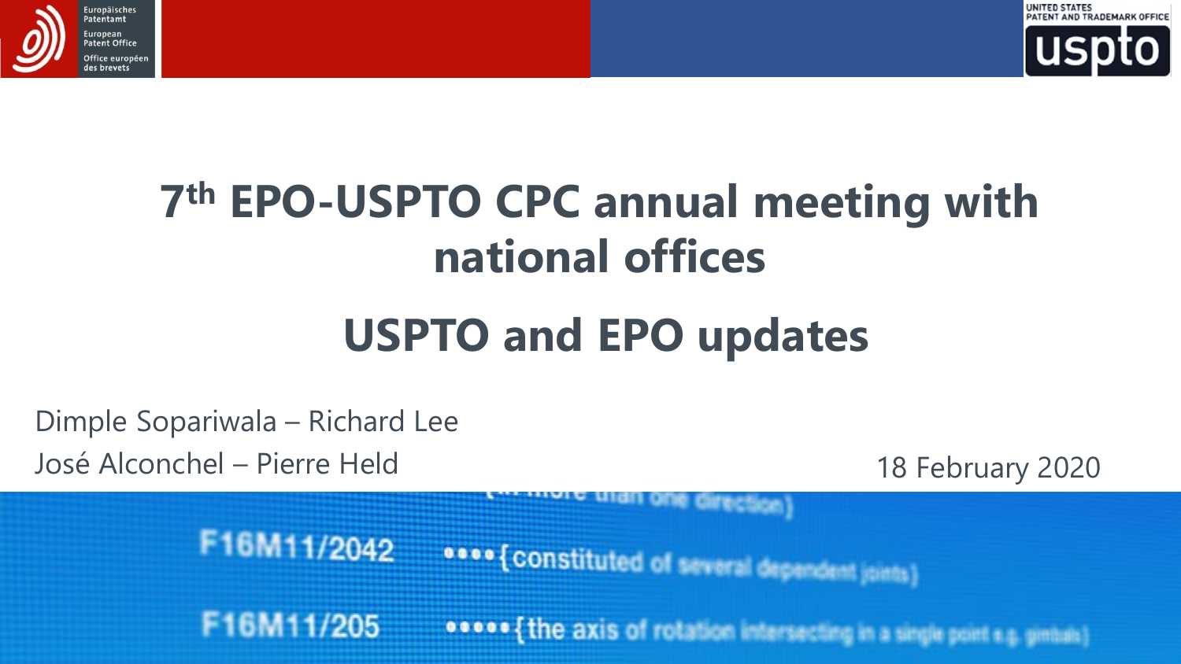# 7th EPO-USPTO CPC annual meeting with national offices

## USPTO and EPO updates

Dimple Sopariwala – Richard Lee

José Alconchel – Pierre Held

18 February 2020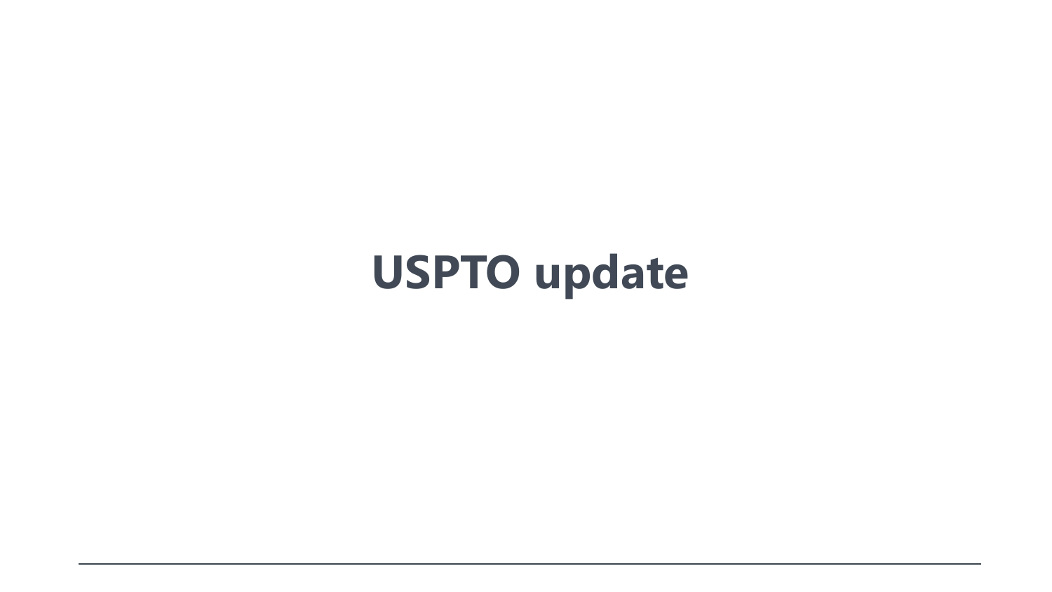# USPTO update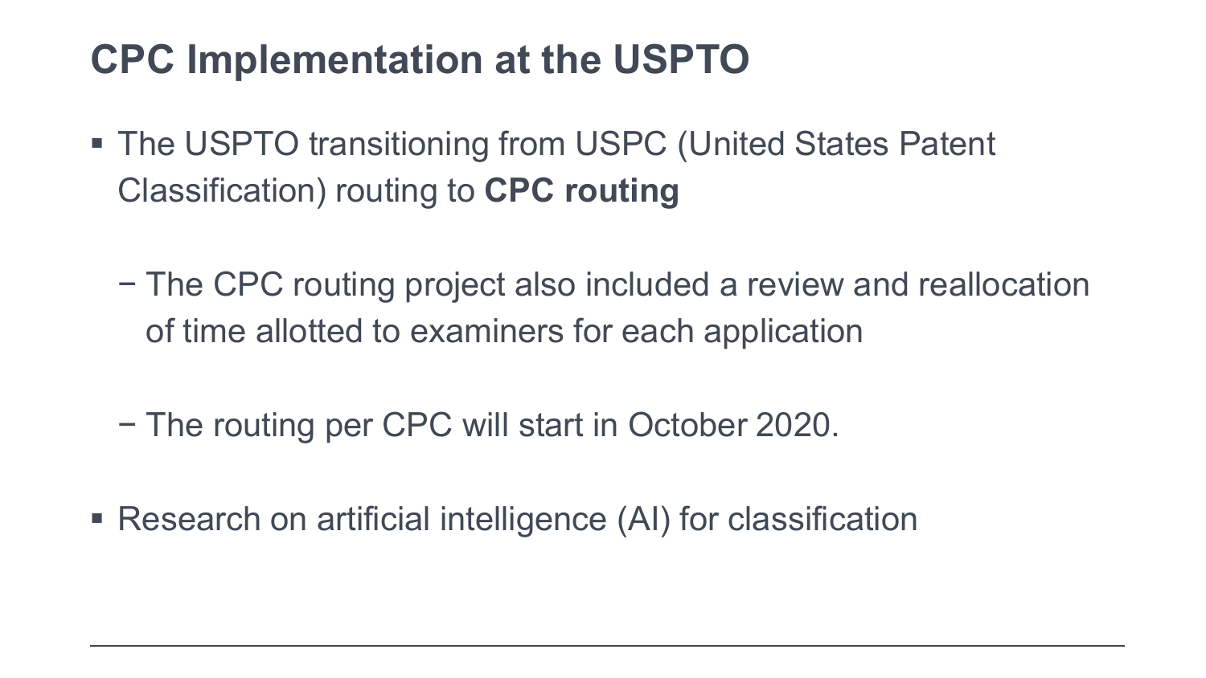# CPC Implementation at the USPTO

- The USPTO transitioning from USPC (United States Patent Classification) routing to **CPC routing**
  - The CPC routing project also included a review and reallocation of time allotted to examiners for each application
  - The routing per CPC will start in October 2020.
- Research on artificial intelligence (AI) for classification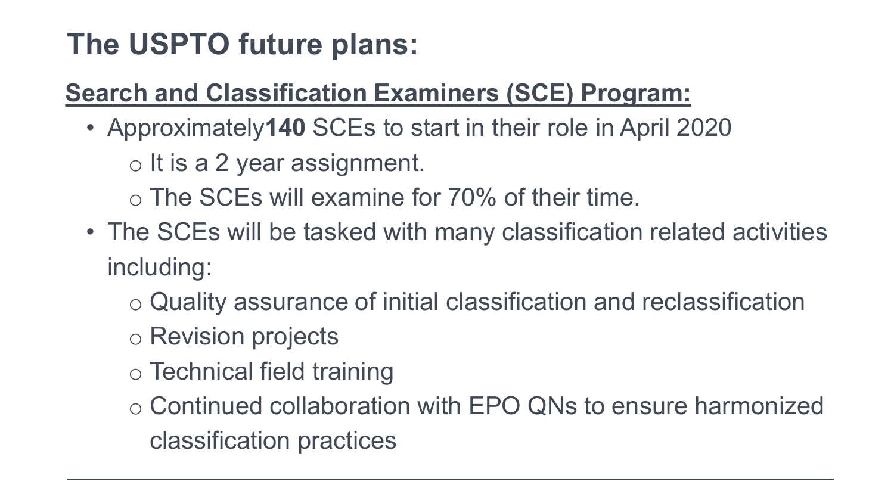# The USPTO future plans:

**Search and Classification Examiners (SCE) Program:**

- Approximately **140** SCEs to start in their role in April 2020
  - It is a 2 year assignment.
  - The SCEs will examine for 70% of their time.
- The SCEs will be tasked with many classification related activities including:
  - Quality assurance of initial classification and reclassification
  - Revision projects
  - Technical field training
  - Continued collaboration with EPO QNs to ensure harmonized classification practices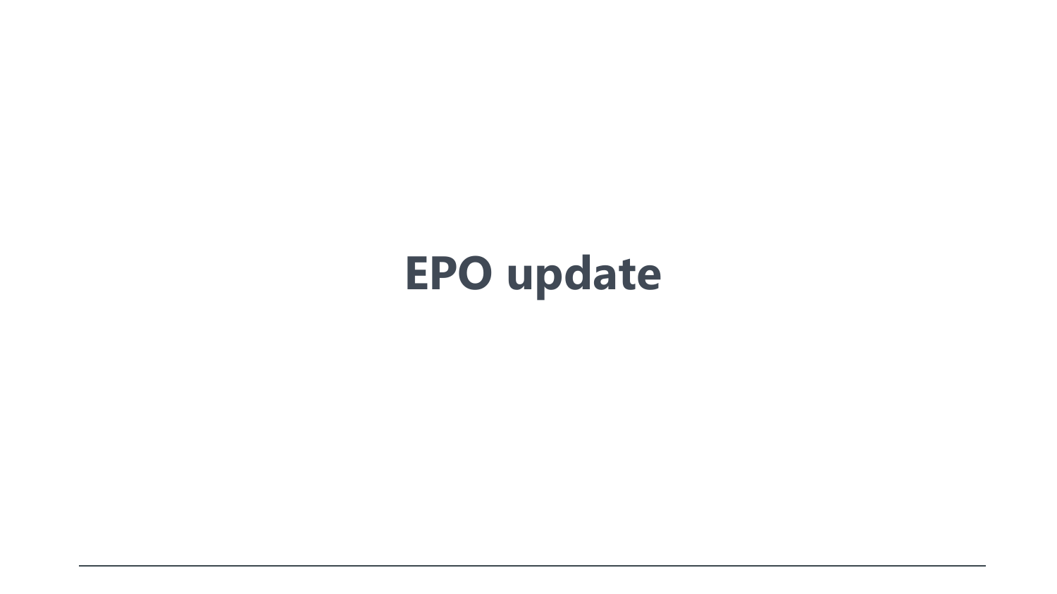# EPO update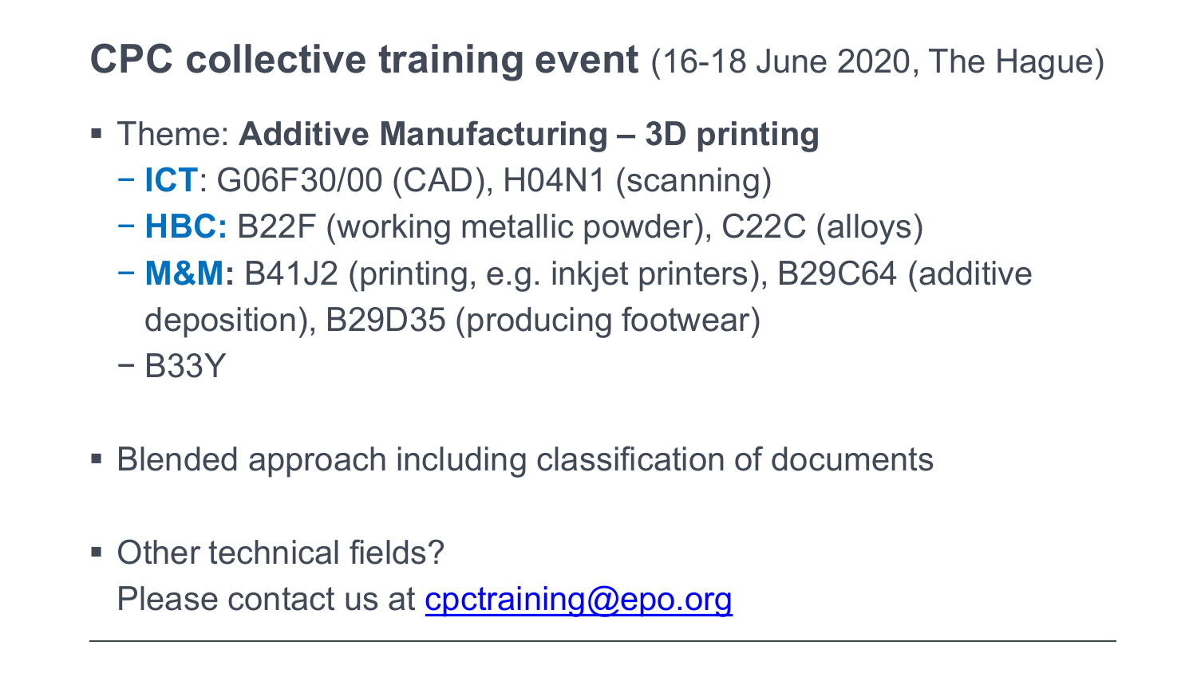# **CPC collective training event** (16-18 June 2020, The Hague)

- Theme: **Additive Manufacturing – 3D printing**
  - **ICT**: G06F30/00 (CAD), H04N1 (scanning)
  - **HBC:** B22F (working metallic powder), C22C (alloys)
  - **M&M:** B41J2 (printing, e.g. inkjet printers), B29C64 (additive deposition), B29D35 (producing footwear)
  - B33Y

- Blended approach including classification of documents

- Other technical fields?
  Please contact us at [cpctraining@epo.org](mailto:cpctraining@epo.org)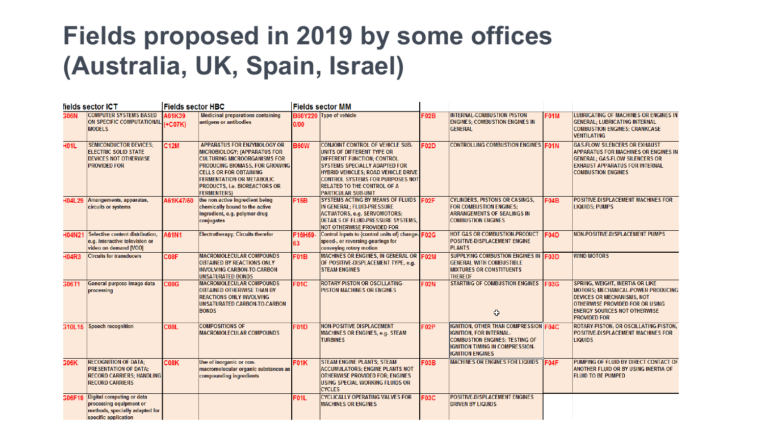# Fields proposed in 2019 by some offices (Australia, UK, Spain, Israel)

| fields sector ICT | | Fields sector HBC | | Fields sector MM | | | | | |
|---|---|---|---|---|---|---|---|---|---|
| G06N | COMPUTER SYSTEMS BASED ON SPECIFIC COMPUTATIONAL MODELS | A61K39 (+C07K) | Medicinal preparations containing antigens or antibodies | B60Y220 0/00 | Type of vehicle | F02B | INTERNAL-COMBUSTION PISTON ENGINES; COMBUSTION ENGINES IN GENERAL | F01M | LUBRICATING OF MACHINES OR ENGINES IN GENERAL; LUBRICATING INTERNAL COMBUSTION ENGINES; CRANKCASE VENTILATING |
| H01L | SEMICONDUCTOR DEVICES; ELECTRIC SOLID STATE DEVICES NOT OTHERWISE PROVIDED FOR | C12M | APPARATUS FOR ENZYMOLOGY OR MICROBIOLOGY; {APPARATUS FOR CULTURING MICROORGANISMS FOR PRODUCING BIOMASS, FOR GROWING CELLS OR FOR OBTAINING FERMENTATION OR METABOLIC PRODUCTS, i.e. BIOREACTORS OR FERMENTERS} | B60W | CONJOINT CONTROL OF VEHICLE SUB-UNITS OF DIFFERENT TYPE OR DIFFERENT FUNCTION; CONTROL SYSTEMS SPECIALLY ADAPTED FOR HYBRID VEHICLES; ROAD VEHICLE DRIVE CONTROL SYSTEMS FOR PURPOSES NOT RELATED TO THE CONTROL OF A PARTICULAR SUB-UNIT | F02D | CONTROLLING COMBUSTION ENGINES | F01N | GAS-FLOW SILENCERS OR EXHAUST APPARATUS FOR MACHINES OR ENGINES IN GENERAL; GAS-FLOW SILENCERS OR EXHAUST APPARATUS FOR INTERNAL COMBUSTION ENGINES |
| H04L29 | Arrangements, apparatus, circuits or systems | A61K47/60 | the non-active ingredient being chemically bound to the active ingredient, e.g. polymer-drug conjugates | F15B | SYSTEMS ACTING BY MEANS OF FLUIDS IN GENERAL; FLUID-PRESSURE ACTUATORS, e.g. SERVOMOTORS; DETAILS OF FLUID-PRESSURE SYSTEMS, NOT OTHERWISE PROVIDED FOR | F02F | CYLINDERS, PISTONS OR CASINGS, FOR COMBUSTION ENGINES; ARRANGEMENTS OF SEALINGS IN COMBUSTION ENGINES | F04B | POSITIVE-DISPLACEMENT MACHINES FOR LIQUIDS; PUMPS |
| H04N21 | Selective content distribution, e.g. interactive television or video on demand [VOD] | A61N1 | Electrotherapy; Circuits therefor | F16H59-63 | Control inputs to {control units of} change-speed-, or reversing-gearings for conveying rotary motion | F02G | HOT GAS OR COMBUSTION-PRODUCT POSITIVE-DISPLACEMENT ENGINE PLANTS | F04D | NON-POSITIVE-DISPLACEMENT PUMPS |
| H04R3 | Circuits for transducers | C08F | MACROMOLECULAR COMPOUNDS OBTAINED BY REACTIONS ONLY INVOLVING CARBON-TO-CARBON UNSATURATED BONDS | F01B | MACHINES OR ENGINES, IN GENERAL OR OF POSITIVE-DISPLACEMENT TYPE, e.g. STEAM ENGINES | F02M | SUPPLYING COMBUSTION ENGINES IN GENERAL WITH COMBUSTIBLE MIXTURES OR CONSTITUENTS THEREOF | F03D | WIND MOTORS |
| G06T1 | General purpose image data processing | C08G | MACROMOLECULAR COMPOUNDS OBTAINED OTHERWISE THAN BY REACTIONS ONLY INVOLVING UNSATURATED CARBON-TO-CARBON BONDS | F01C | ROTARY-PISTON OR OSCILLATING-PISTON MACHINES OR ENGINES | F02N | STARTING OF COMBUSTION ENGINES | F03G | SPRING, WEIGHT, INERTIA OR LIKE MOTORS; MECHANICAL-POWER PRODUCING DEVICES OR MECHANISMS, NOT OTHERWISE PROVIDED FOR OR USING ENERGY SOURCES NOT OTHERWISE PROVIDED FOR |
| G10L15 | Speech recognition | C08L | COMPOSITIONS OF MACROMOLECULAR COMPOUNDS | F01D | NON-POSITIVE DISPLACEMENT MACHINES OR ENGINES, e.g. STEAM TURBINES | F02P | IGNITION, OTHER THAN COMPRESSION IGNITION, FOR INTERNAL-COMBUSTION ENGINES; TESTING OF IGNITION TIMING IN COMPRESSION-IGNITION ENGINES | F04C | ROTARY-PISTON, OR OSCILLATING-PISTON, POSITIVE-DISPLACEMENT MACHINES FOR LIQUIDS |
| G06K | RECOGNITION OF DATA; PRESENTATION OF DATA; RECORD CARRIERS; HANDLING RECORD CARRIERS | C08K | Use of inorganic or non-macromolecular organic substances as compounding ingredients | F01K | STEAM ENGINE PLANTS; STEAM ACCUMULATORS; ENGINE PLANTS NOT OTHERWISE PROVIDED FOR; ENGINES USING SPECIAL WORKING FLUIDS OR CYCLES | F03B | MACHINES OR ENGINES FOR LIQUIDS | F04F | PUMPING OF FLUID BY DIRECT CONTACT OF ANOTHER FLUID OR BY USING INERTIA OF FLUID TO BE PUMPED |
| G06F19 | Digital computing or data processing equipment or methods, specially adapted for specific application | | | F01L | CYCLICALLY OPERATING VALVES FOR MACHINES OR ENGINES | F03C | POSITIVE-DISPLACEMENT ENGINES DRIVEN BY LIQUIDS | | |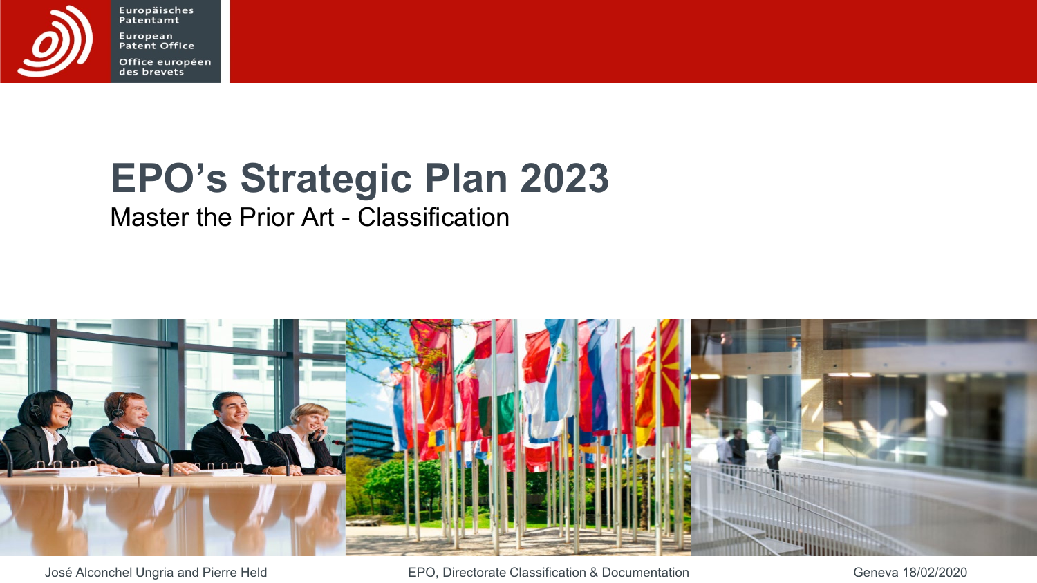# EPO's Strategic Plan 2023

Master the Prior Art - Classification

José Alconchel Ungria and Pierre Held

EPO, Directorate Classification & Documentation

Geneva 18/02/2020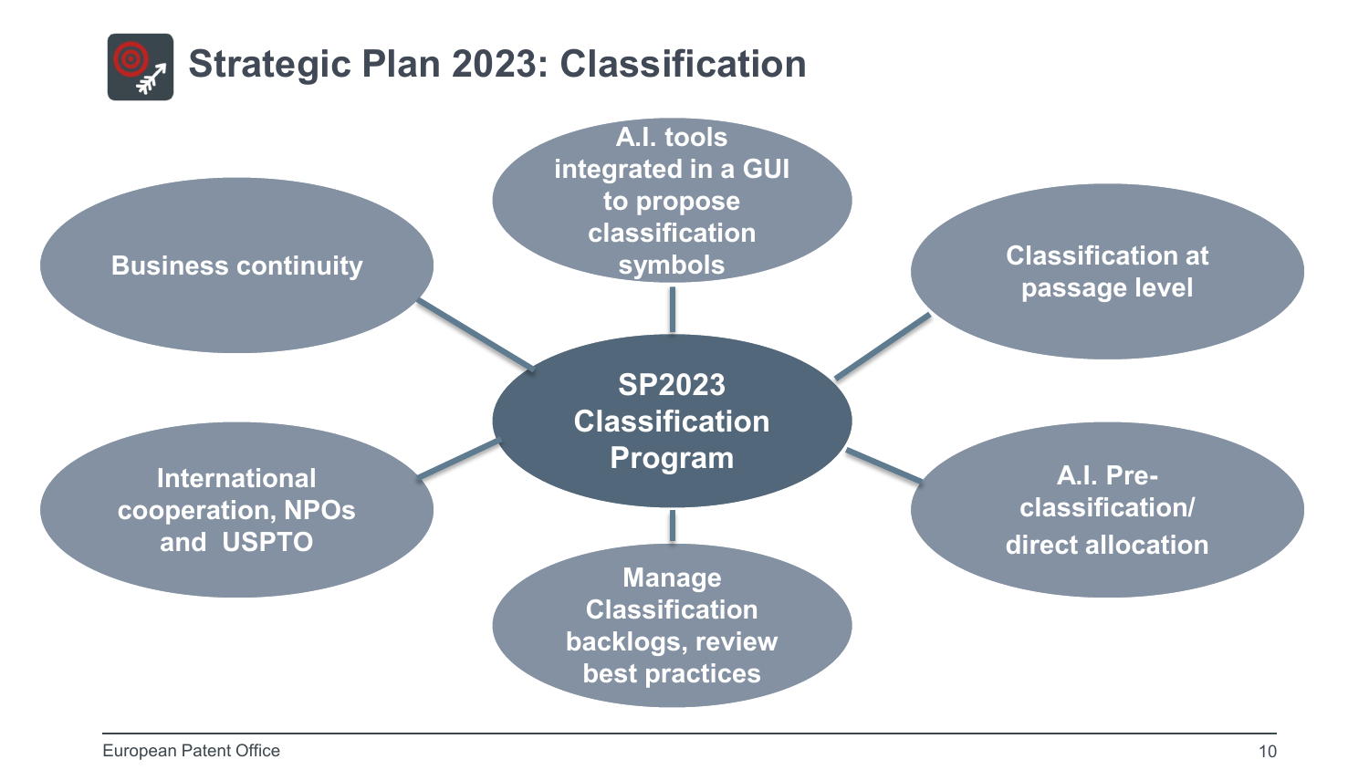# Strategic Plan 2023: Classification

**SP2023 Classification Program**

- Business continuity
- A.I. tools integrated in a GUI to propose classification symbols
- Classification at passage level
- A.I. Pre-classification/ direct allocation
- Manage Classification backlogs, review best practices
- International cooperation, NPOs and USPTO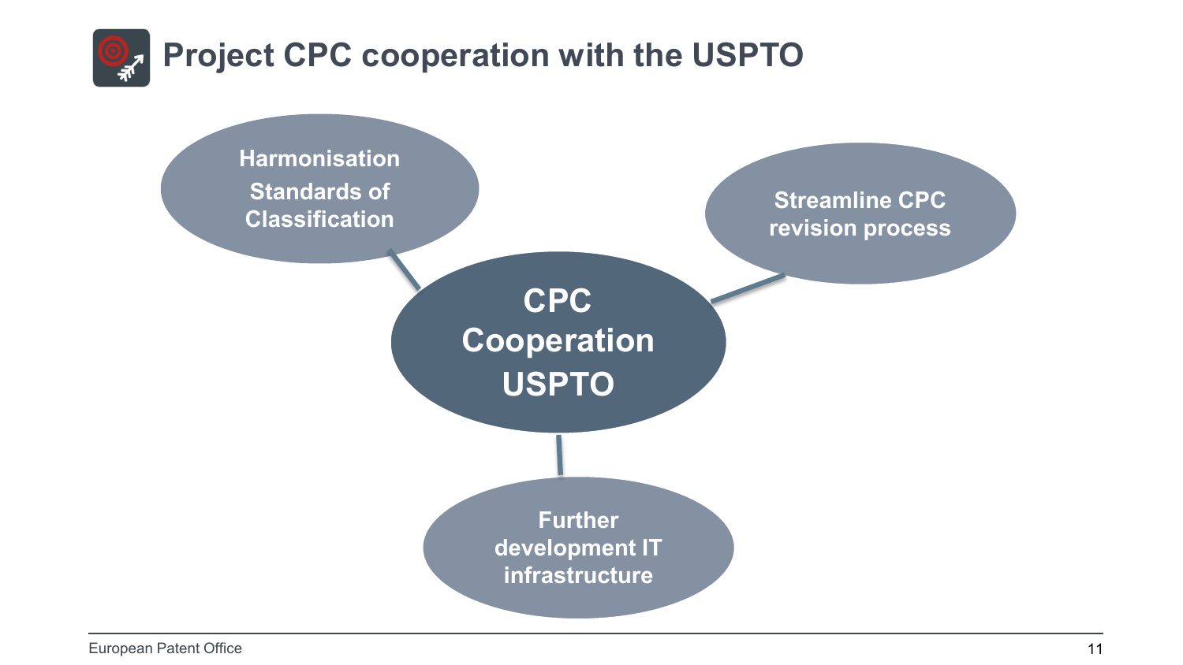# Project CPC cooperation with the USPTO

- **CPC Cooperation USPTO**
  - Harmonisation Standards of Classification
  - Streamline CPC revision process
  - Further development IT infrastructure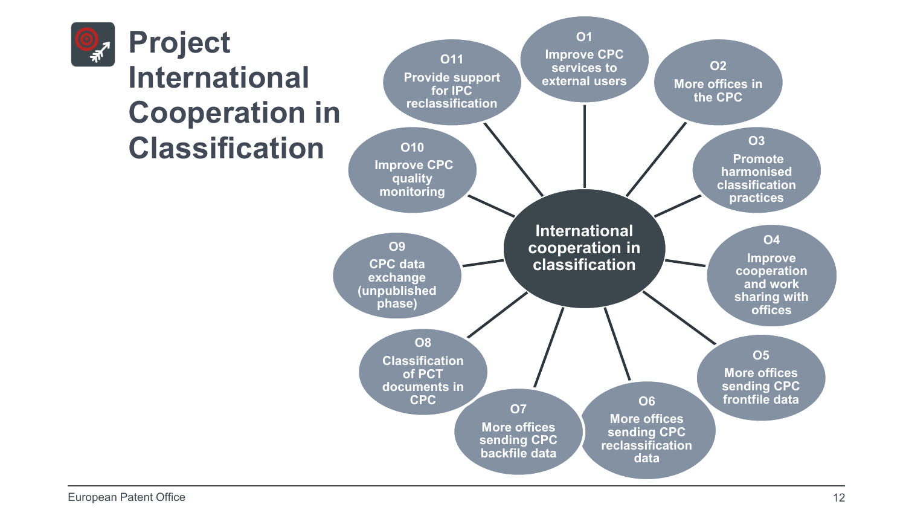# Project International Cooperation in Classification

**International cooperation in classification**

- **O1** Improve CPC services to external users
- **O2** More offices in the CPC
- **O3** Promote harmonised classification practices
- **O4** Improve cooperation and work sharing with offices
- **O5** More offices sending CPC frontfile data
- **O6** More offices sending CPC reclassification data
- **O7** More offices sending CPC backfile data
- **O8** Classification of PCT documents in CPC
- **O9** CPC data exchange (unpublished phase)
- **O10** Improve CPC quality monitoring
- **O11** Provide support for IPC reclassification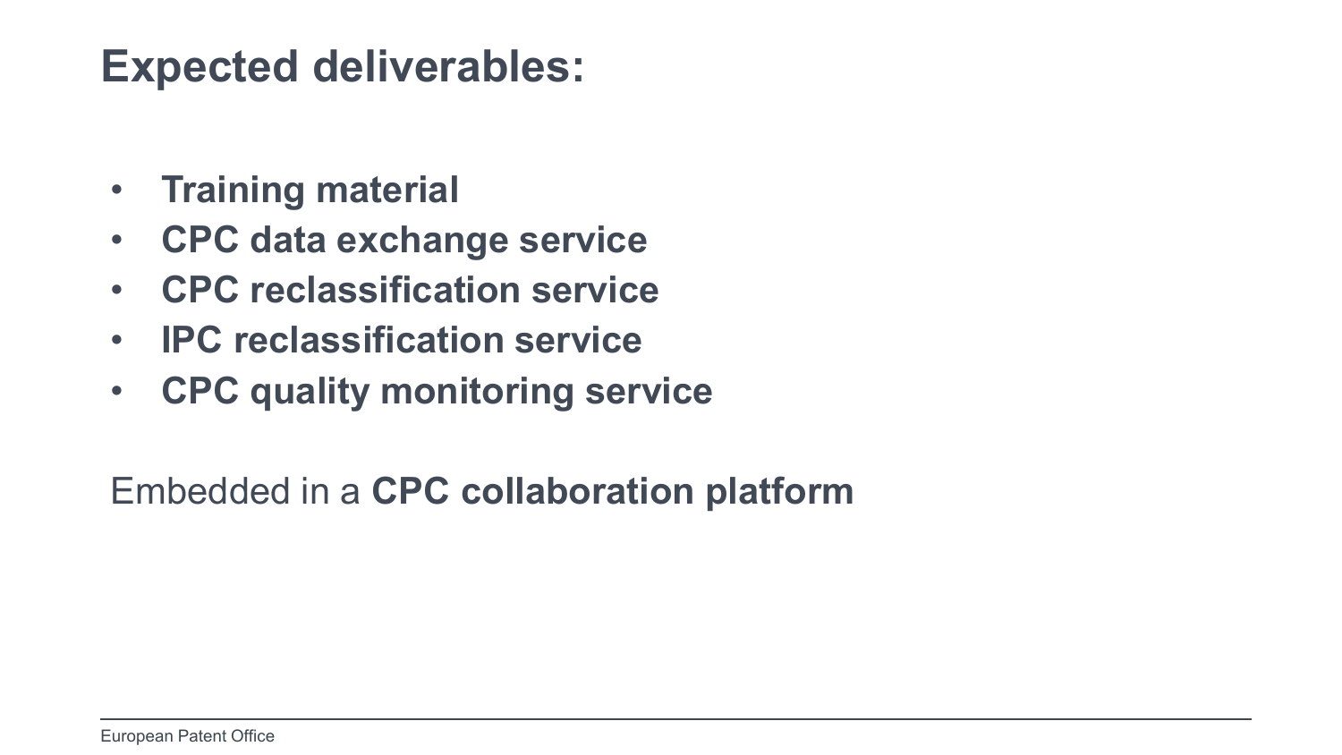# Expected deliverables:

- **Training material**
- **CPC data exchange service**
- **CPC reclassification service**
- **IPC reclassification service**
- **CPC quality monitoring service**

Embedded in a **CPC collaboration platform**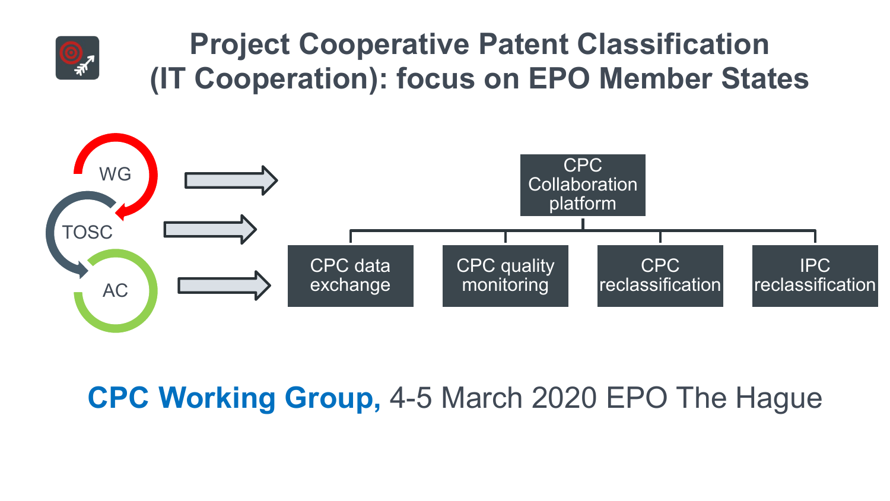# Project Cooperative Patent Classification (IT Cooperation): focus on EPO Member States

WG

TOSC

AC

CPC Collaboration platform

- CPC data exchange
- CPC quality monitoring
- CPC reclassification
- IPC reclassification

**CPC Working Group,** 4-5 March 2020 EPO The Hague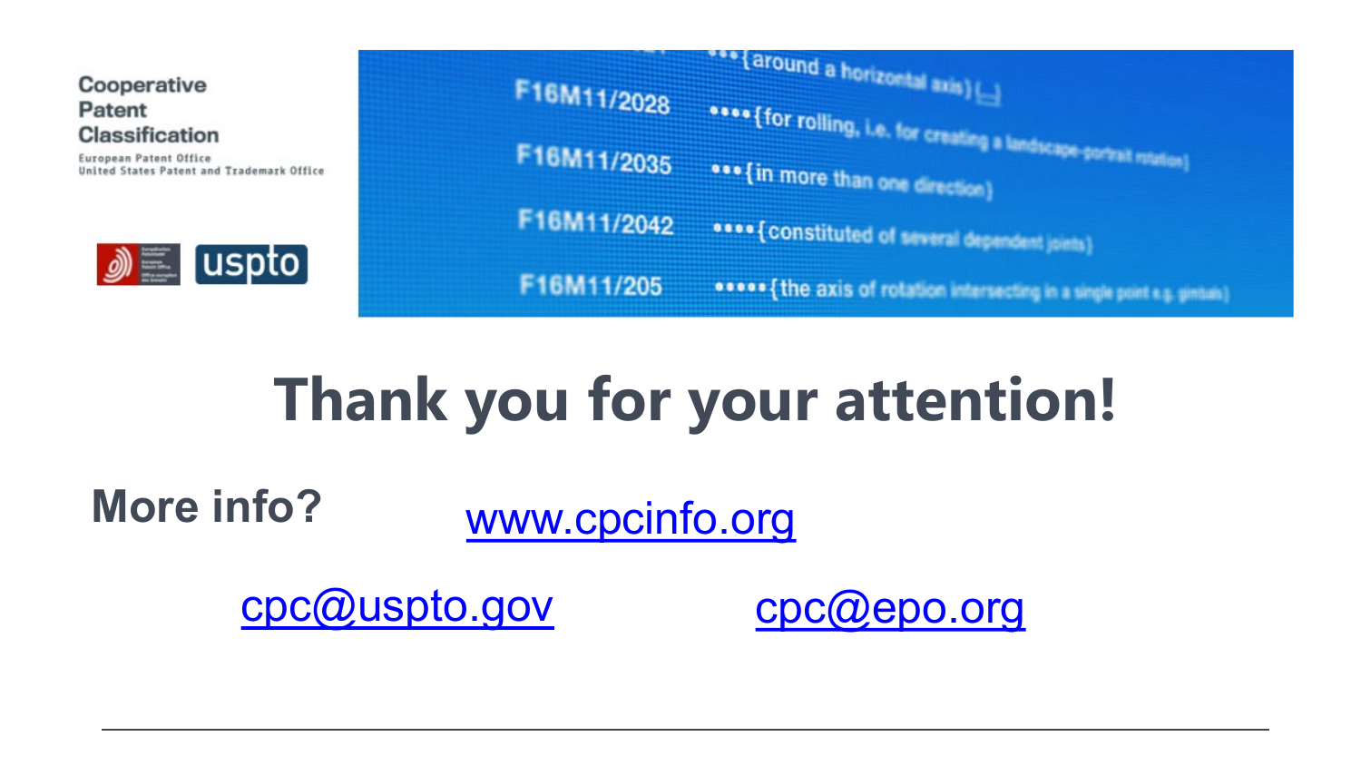Cooperative Patent Classification

European Patent Office
United States Patent and Trademark Office

uspto

F16M11/2028 ••••{for rolling, i.e. for creating a landscape-portrait rotation}

F16M11/2035 •••{in more than one direction}

F16M11/2042 ••••{constituted of several dependent joints}

F16M11/205 •••••{the axis of rotation intersecting in a single point e.g. gimbals}

# Thank you for your attention!

**More info?** www.cpcinfo.org

cpc@uspto.gov

cpc@epo.org